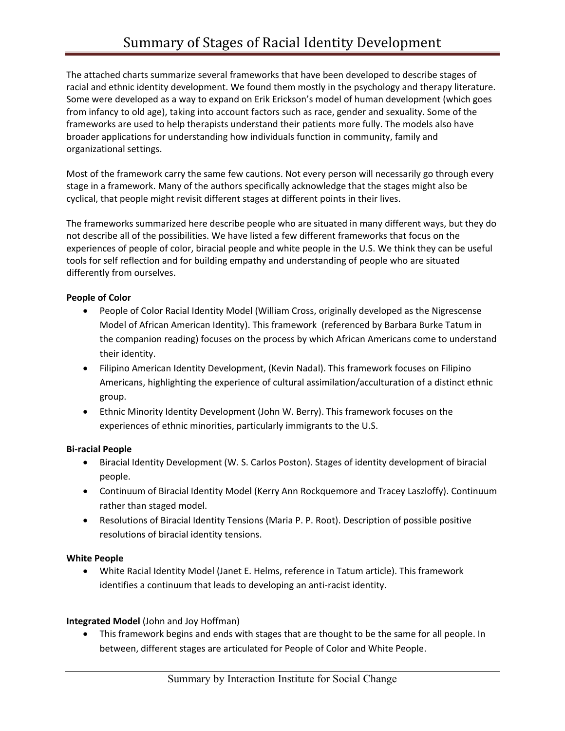# Summary of Stages of Racial Identity Development

The attached charts summarize several frameworks that have been developed to describe stages of racial and ethnic identity development. We found them mostly in the psychology and therapy literature. Some were developed as a way to expand on Erik Erickson's model of human development (which goes from infancy to old age), taking into account factors such as race, gender and sexuality. Some of the frameworks are used to help therapists understand their patients more fully. The models also have broader applications for understanding how individuals function in community, family and organizational settings.

Most of the framework carry the same few cautions. Not every person will necessarily go through every stage in a framework. Many of the authors specifically acknowledge that the stages might also be cyclical, that people might revisit different stages at different points in their lives.

The frameworks summarized here describe people who are situated in many different ways, but they do not describe all of the possibilities. We have listed a few different frameworks that focus on the experiences of people of color, biracial people and white people in the U.S. We think they can be useful tools for self reflection and for building empathy and understanding of people who are situated differently from ourselves.

**People of Color**

- People of Color Racial Identity Model (William Cross, originally developed as the Nigrescense Model of African American Identity). This framework (referenced by Barbara Burke Tatum in the companion reading) focuses on the process by which African Americans come to understand their identity.
- Filipino American Identity Development, (Kevin Nadal). This framework focuses on Filipino Americans, highlighting the experience of cultural assimilation/acculturation of a distinct ethnic group.
- Ethnic Minority Identity Development (John W. Berry). This framework focuses on the experiences of ethnic minorities, particularly immigrants to the U.S.

**Bi-racial People**

- Biracial Identity Development (W. S. Carlos Poston). Stages of identity development of biracial people.
- Continuum of Biracial Identity Model (Kerry Ann Rockquemore and Tracey Laszloffy). Continuum rather than staged model.
- Resolutions of Biracial Identity Tensions (Maria P. P. Root). Description of possible positive resolutions of biracial identity tensions.

**White People**

- White Racial Identity Model (Janet E. Helms, reference in Tatum article). This framework identifies a continuum that leads to developing an anti-racist identity.

**Integrated Model** (John and Joy Hoffman)

- This framework begins and ends with stages that are thought to be the same for all people. In between, different stages are articulated for People of Color and White People.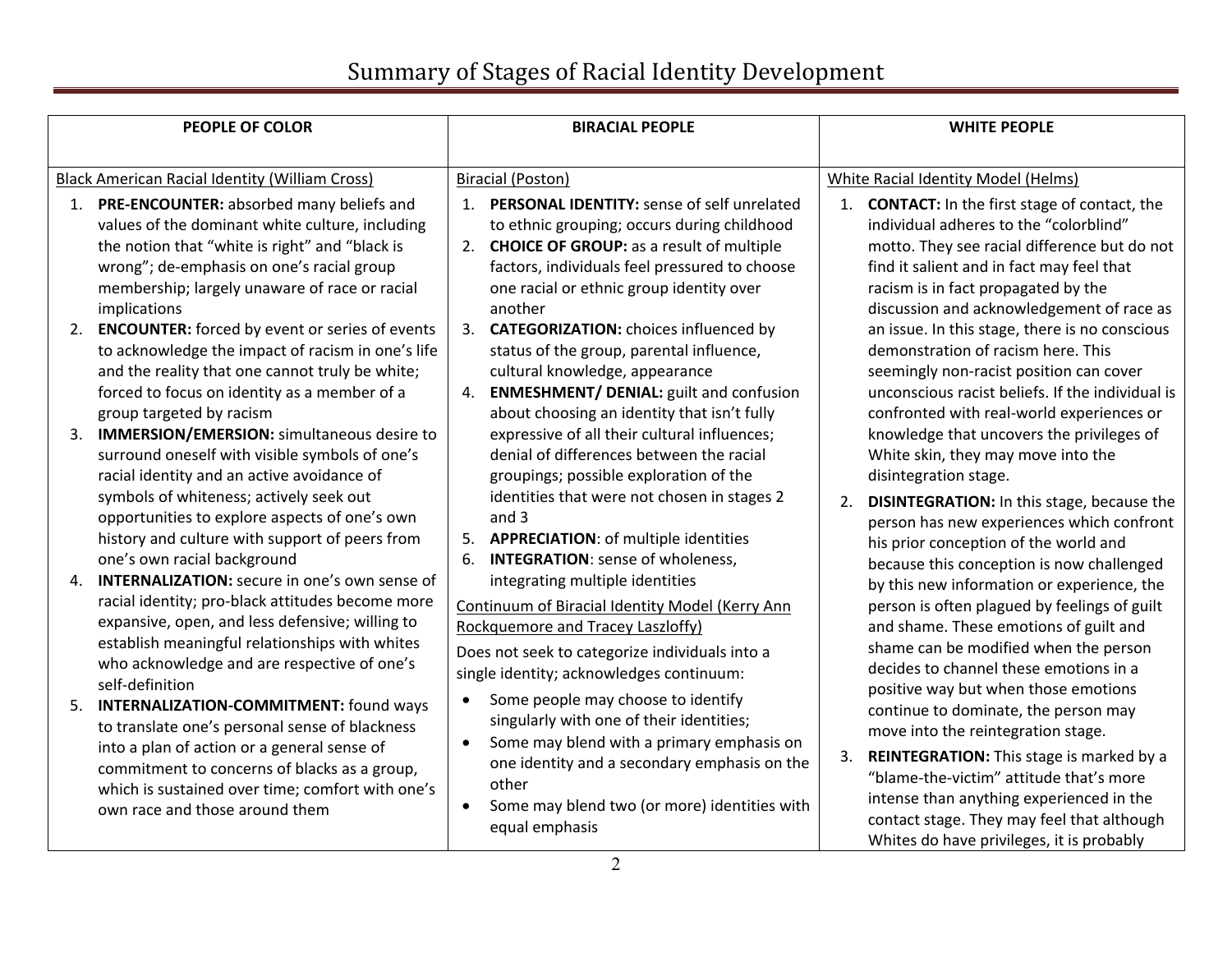# Summary of Stages of Racial Identity Development

| PEOPLE OF COLOR | BIRACIAL PEOPLE | WHITE PEOPLE |
|---|---|---|
| Black American Racial Identity (William Cross)<br><br>1. **PRE-ENCOUNTER:** absorbed many beliefs and values of the dominant white culture, including the notion that "white is right" and "black is wrong"; de-emphasis on one's racial group membership; largely unaware of race or racial implications<br>2. **ENCOUNTER:** forced by event or series of events to acknowledge the impact of racism in one's life and the reality that one cannot truly be white; forced to focus on identity as a member of a group targeted by racism<br>3. **IMMERSION/EMERSION:** simultaneous desire to surround oneself with visible symbols of one's racial identity and an active avoidance of symbols of whiteness; actively seek out opportunities to explore aspects of one's own history and culture with support of peers from one's own racial background<br>4. **INTERNALIZATION:** secure in one's own sense of racial identity; pro-black attitudes become more expansive, open, and less defensive; willing to establish meaningful relationships with whites who acknowledge and are respective of one's self-definition<br>5. **INTERNALIZATION-COMMITMENT:** found ways to translate one's personal sense of blackness into a plan of action or a general sense of commitment to concerns of blacks as a group, which is sustained over time; comfort with one's own race and those around them | Biracial (Poston)<br><br>1. **PERSONAL IDENTITY:** sense of self unrelated to ethnic grouping; occurs during childhood<br>2. **CHOICE OF GROUP:** as a result of multiple factors, individuals feel pressured to choose one racial or ethnic group identity over another<br>3. **CATEGORIZATION:** choices influenced by status of the group, parental influence, cultural knowledge, appearance<br>4. **ENMESHMENT/ DENIAL:** guilt and confusion about choosing an identity that isn't fully expressive of all their cultural influences; denial of differences between the racial groupings; possible exploration of the identities that were not chosen in stages 2 and 3<br>5. **APPRECIATION**: of multiple identities<br>6. **INTEGRATION**: sense of wholeness, integrating multiple identities<br><br>Continuum of Biracial Identity Model (Kerry Ann Rockquemore and Tracey Laszloffy)<br><br>Does not seek to categorize individuals into a single identity; acknowledges continuum:<br><br>• Some people may choose to identify singularly with one of their identities;<br>• Some may blend with a primary emphasis on one identity and a secondary emphasis on the other<br>• Some may blend two (or more) identities with equal emphasis | White Racial Identity Model (Helms)<br><br>1. **CONTACT:** In the first stage of contact, the individual adheres to the "colorblind" motto. They see racial difference but do not find it salient and in fact may feel that racism is in fact propagated by the discussion and acknowledgement of race as an issue. In this stage, there is no conscious demonstration of racism here. This seemingly non-racist position can cover unconscious racist beliefs. If the individual is confronted with real-world experiences or knowledge that uncovers the privileges of White skin, they may move into the disintegration stage.<br>2. **DISINTEGRATION:** In this stage, because the person has new experiences which confront his prior conception of the world and because this conception is now challenged by this new information or experience, the person is often plagued by feelings of guilt and shame. These emotions of guilt and shame can be modified when the person decides to channel these emotions in a positive way but when those emotions continue to dominate, the person may move into the reintegration stage.<br>3. **REINTEGRATION:** This stage is marked by a "blame-the-victim" attitude that's more intense than anything experienced in the contact stage. They may feel that although Whites do have privileges, it is probably |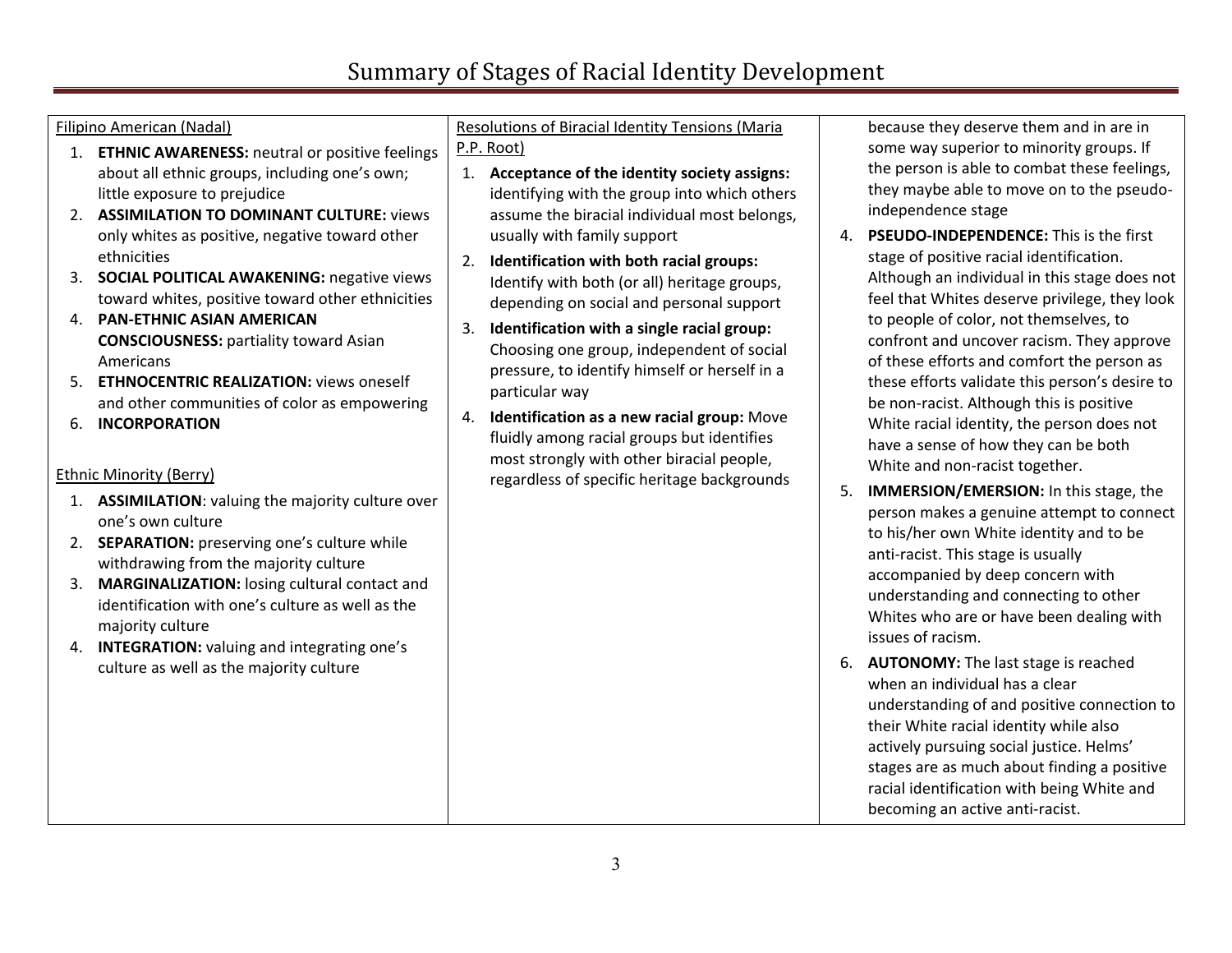# Summary of Stages of Racial Identity Development

Filipino American (Nadal)

1. **ETHNIC AWARENESS:** neutral or positive feelings about all ethnic groups, including one's own; little exposure to prejudice
2. **ASSIMILATION TO DOMINANT CULTURE:** views only whites as positive, negative toward other ethnicities
3. **SOCIAL POLITICAL AWAKENING:** negative views toward whites, positive toward other ethnicities
4. **PAN-ETHNIC ASIAN AMERICAN CONSCIOUSNESS:** partiality toward Asian Americans
5. **ETHNOCENTRIC REALIZATION:** views oneself and other communities of color as empowering
6. **INCORPORATION**

Ethnic Minority (Berry)

1. **ASSIMILATION**: valuing the majority culture over one's own culture
2. **SEPARATION:** preserving one's culture while withdrawing from the majority culture
3. **MARGINALIZATION:** losing cultural contact and identification with one's culture as well as the majority culture
4. **INTEGRATION:** valuing and integrating one's culture as well as the majority culture

Resolutions of Biracial Identity Tensions (Maria P.P. Root)

1. **Acceptance of the identity society assigns:** identifying with the group into which others assume the biracial individual most belongs, usually with family support
2. **Identification with both racial groups:** Identify with both (or all) heritage groups, depending on social and personal support
3. **Identification with a single racial group:** Choosing one group, independent of social pressure, to identify himself or herself in a particular way
4. **Identification as a new racial group:** Move fluidly among racial groups but identifies most strongly with other biracial people, regardless of specific heritage backgrounds

because they deserve them and in are in some way superior to minority groups. If the person is able to combat these feelings, they maybe able to move on to the pseudo-independence stage

4. **PSEUDO-INDEPENDENCE:** This is the first stage of positive racial identification. Although an individual in this stage does not feel that Whites deserve privilege, they look to people of color, not themselves, to confront and uncover racism. They approve of these efforts and comfort the person as these efforts validate this person's desire to be non-racist. Although this is positive White racial identity, the person does not have a sense of how they can be both White and non-racist together.
5. **IMMERSION/EMERSION:** In this stage, the person makes a genuine attempt to connect to his/her own White identity and to be anti-racist. This stage is usually accompanied by deep concern with understanding and connecting to other Whites who are or have been dealing with issues of racism.
6. **AUTONOMY:** The last stage is reached when an individual has a clear understanding of and positive connection to their White racial identity while also actively pursuing social justice. Helms' stages are as much about finding a positive racial identification with being White and becoming an active anti-racist.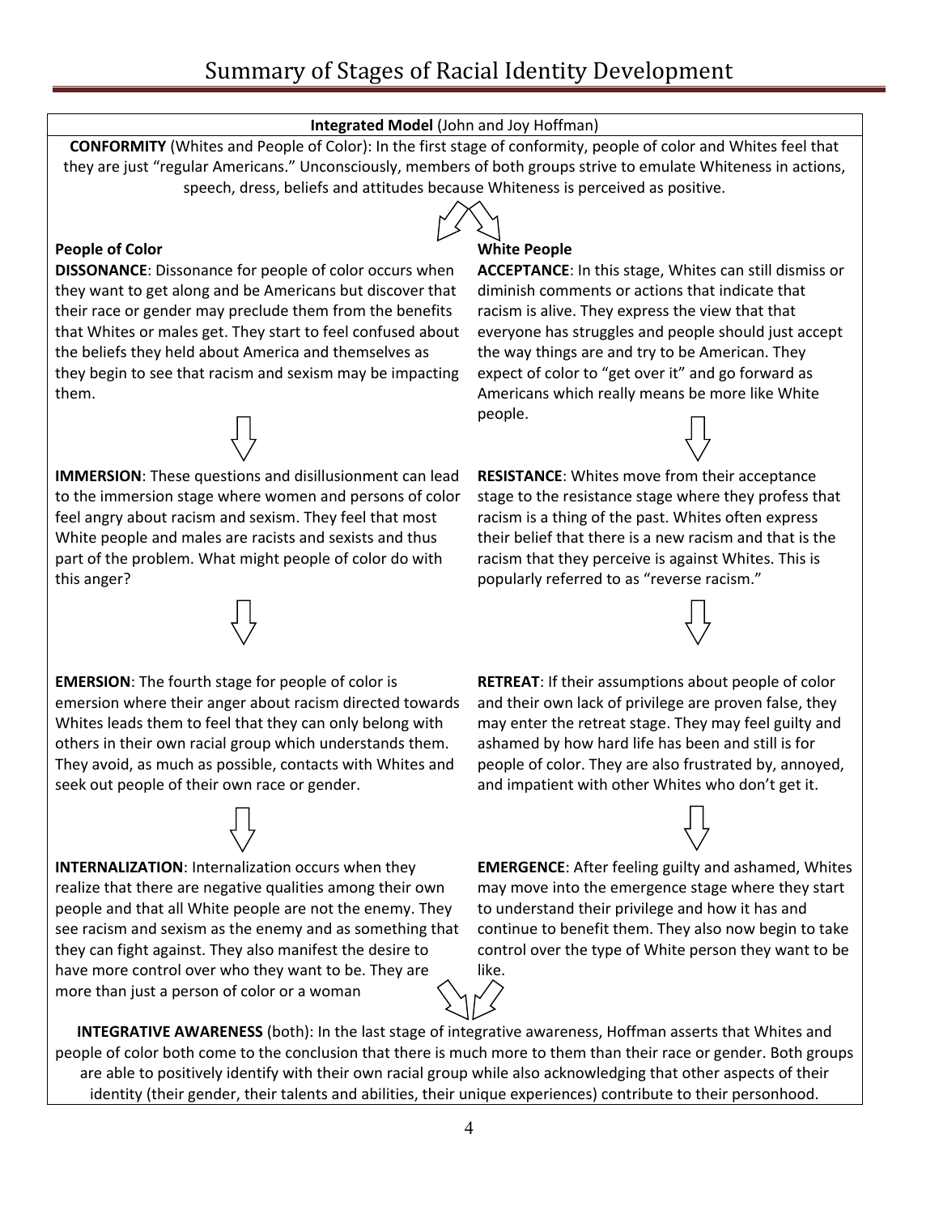# Summary of Stages of Racial Identity Development

**Integrated Model** (John and Joy Hoffman)

**CONFORMITY** (Whites and People of Color): In the first stage of conformity, people of color and Whites feel that they are just "regular Americans." Unconsciously, members of both groups strive to emulate Whiteness in actions, speech, dress, beliefs and attitudes because Whiteness is perceived as positive.

### People of Color

**DISSONANCE**: Dissonance for people of color occurs when they want to get along and be Americans but discover that their race or gender may preclude them from the benefits that Whites or males get. They start to feel confused about the beliefs they held about America and themselves as they begin to see that racism and sexism may be impacting them.

**IMMERSION**: These questions and disillusionment can lead to the immersion stage where women and persons of color feel angry about racism and sexism. They feel that most White people and males are racists and sexists and thus part of the problem. What might people of color do with this anger?

**EMERSION**: The fourth stage for people of color is emersion where their anger about racism directed towards Whites leads them to feel that they can only belong with others in their own racial group which understands them. They avoid, as much as possible, contacts with Whites and seek out people of their own race or gender.

**INTERNALIZATION**: Internalization occurs when they realize that there are negative qualities among their own people and that all White people are not the enemy. They see racism and sexism as the enemy and as something that they can fight against. They also manifest the desire to have more control over who they want to be. They are more than just a person of color or a woman

### White People

**ACCEPTANCE**: In this stage, Whites can still dismiss or diminish comments or actions that indicate that racism is alive. They express the view that that everyone has struggles and people should just accept the way things are and try to be American. They expect of color to "get over it" and go forward as Americans which really means be more like White people.

**RESISTANCE**: Whites move from their acceptance stage to the resistance stage where they profess that racism is a thing of the past. Whites often express their belief that there is a new racism and that is the racism that they perceive is against Whites. This is popularly referred to as "reverse racism."

**RETREAT**: If their assumptions about people of color and their own lack of privilege are proven false, they may enter the retreat stage. They may feel guilty and ashamed by how hard life has been and still is for people of color. They are also frustrated by, annoyed, and impatient with other Whites who don't get it.

**EMERGENCE**: After feeling guilty and ashamed, Whites may move into the emergence stage where they start to understand their privilege and how it has and continue to benefit them. They also now begin to take control over the type of White person they want to be like.

**INTEGRATIVE AWARENESS** (both): In the last stage of integrative awareness, Hoffman asserts that Whites and people of color both come to the conclusion that there is much more to them than their race or gender. Both groups are able to positively identify with their own racial group while also acknowledging that other aspects of their identity (their gender, their talents and abilities, their unique experiences) contribute to their personhood.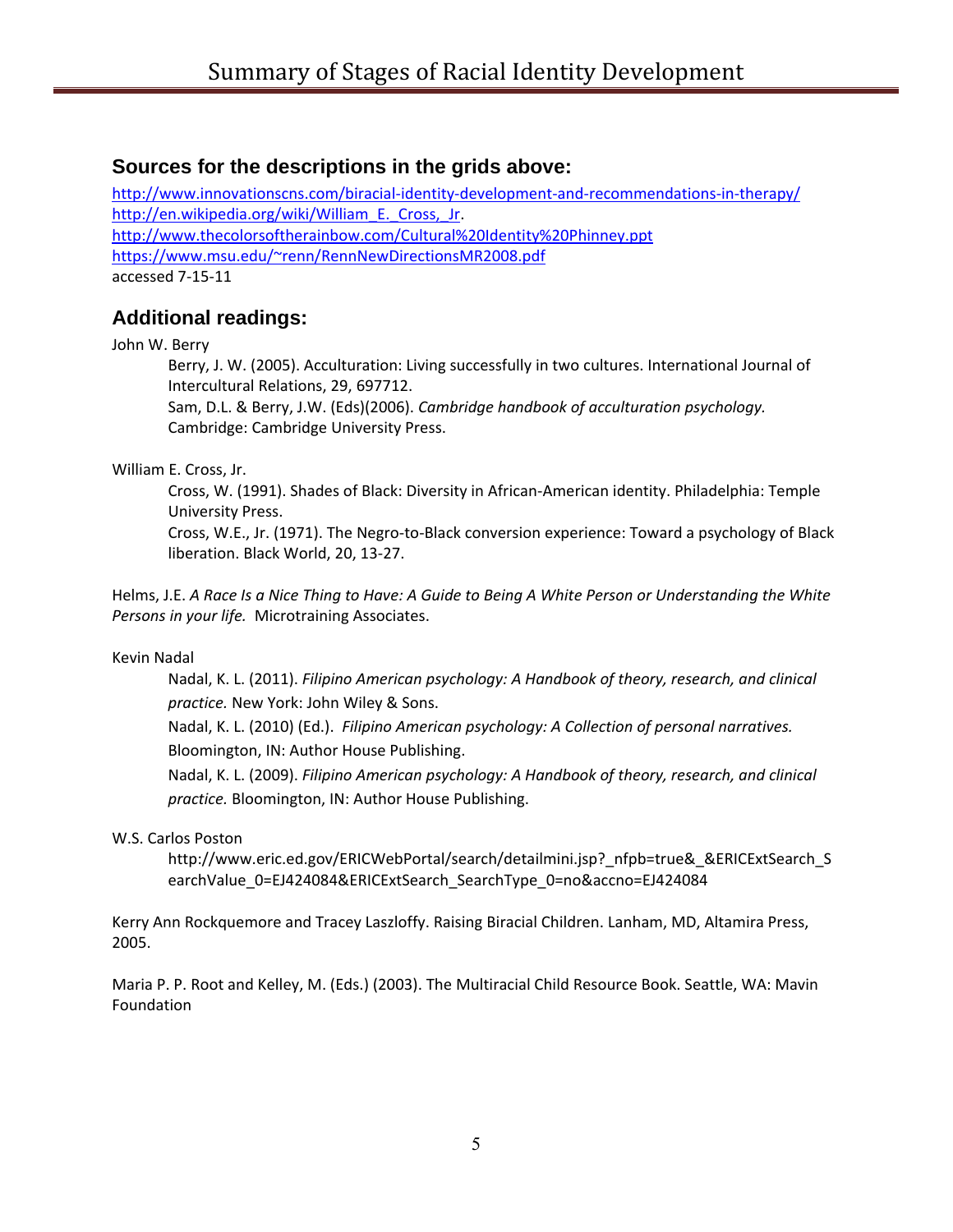## Sources for the descriptions in the grids above:

http://www.innovationscns.com/biracial-identity-development-and-recommendations-in-therapy/
http://en.wikipedia.org/wiki/William_E._Cross,_Jr.
http://www.thecolorsoftherainbow.com/Cultural%20Identity%20Phinney.ppt
https://www.msu.edu/~renn/RennNewDirectionsMR2008.pdf
accessed 7-15-11

## Additional readings:

John W. Berry

> Berry, J. W. (2005). Acculturation: Living successfully in two cultures. International Journal of Intercultural Relations, 29, 697712.
>
> Sam, D.L. & Berry, J.W. (Eds)(2006). *Cambridge handbook of acculturation psychology.* Cambridge: Cambridge University Press.

William E. Cross, Jr.

> Cross, W. (1991). Shades of Black: Diversity in African-American identity. Philadelphia: Temple University Press.
>
> Cross, W.E., Jr. (1971). The Negro-to-Black conversion experience: Toward a psychology of Black liberation. Black World, 20, 13-27.

Helms, J.E. *A Race Is a Nice Thing to Have: A Guide to Being A White Person or Understanding the White Persons in your life.* Microtraining Associates.

Kevin Nadal

> Nadal, K. L. (2011). *Filipino American psychology: A Handbook of theory, research, and clinical practice.* New York: John Wiley & Sons.
>
> Nadal, K. L. (2010) (Ed.). *Filipino American psychology: A Collection of personal narratives.* Bloomington, IN: Author House Publishing.
>
> Nadal, K. L. (2009). *Filipino American psychology: A Handbook of theory, research, and clinical practice.* Bloomington, IN: Author House Publishing.

W.S. Carlos Poston

> http://www.eric.ed.gov/ERICWebPortal/search/detailmini.jsp?_nfpb=true&_&ERICExtSearch_SearchValue_0=EJ424084&ERICExtSearch_SearchType_0=no&accno=EJ424084

Kerry Ann Rockquemore and Tracey Laszloffy. Raising Biracial Children. Lanham, MD, Altamira Press, 2005.

Maria P. P. Root and Kelley, M. (Eds.) (2003). The Multiracial Child Resource Book. Seattle, WA: Mavin Foundation